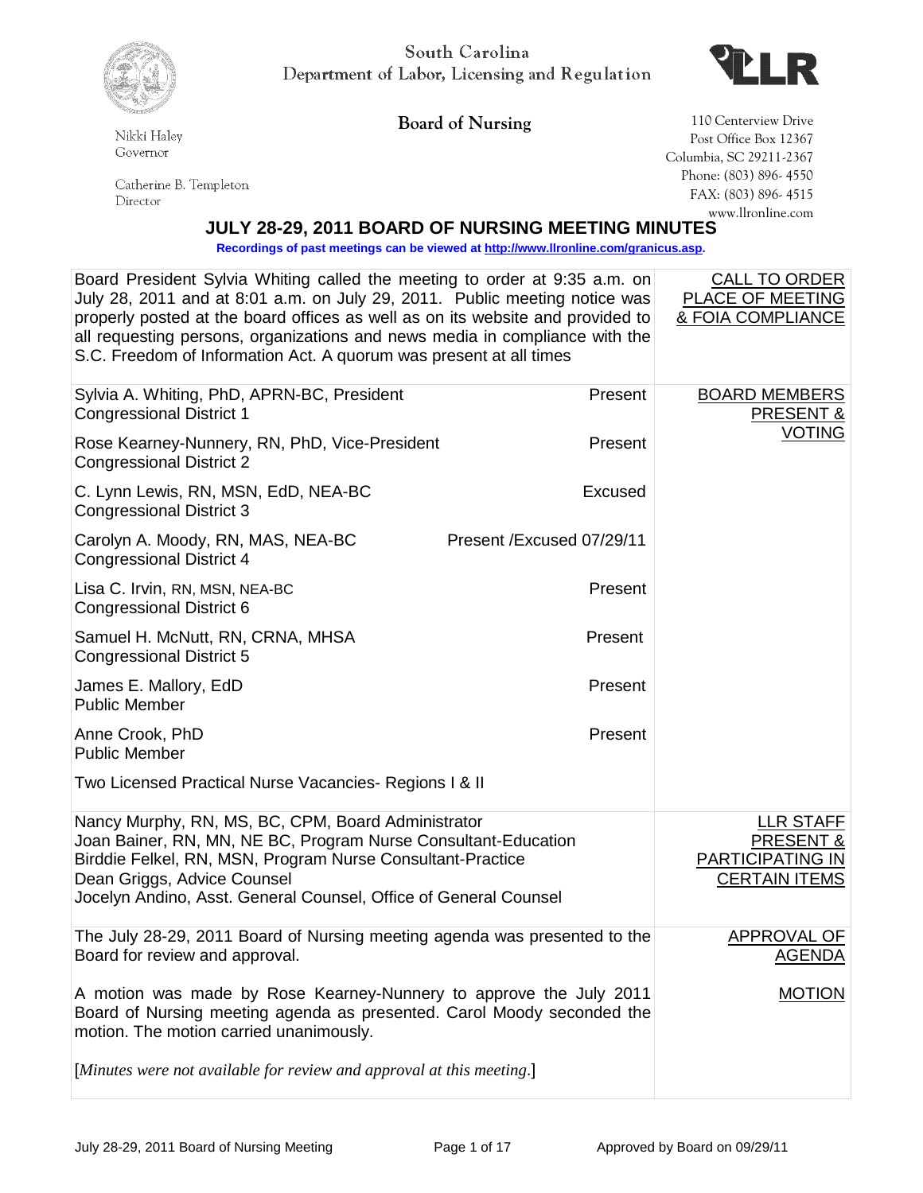South Carolina
Department of Labor, Licensing and Regulation

**Board of Nursing**

Nikki Haley
Governor

Catherine B. Templeton
Director

110 Centerview Drive
Post Office Box 12367
Columbia, SC 29211-2367
Phone: (803) 896- 4550
FAX: (803) 896- 4515
www.llronline.com

# JULY 28-29, 2011 BOARD OF NURSING MEETING MINUTES

**Recordings of past meetings can be viewed at http://www.llronline.com/granicus.asp.**

| | |
|---|---|
| Board President Sylvia Whiting called the meeting to order at 9:35 a.m. on July 28, 2011 and at 8:01 a.m. on July 29, 2011. Public meeting notice was properly posted at the board offices as well as on its website and provided to all requesting persons, organizations and news media in compliance with the S.C. Freedom of Information Act. A quorum was present at all times | CALL TO ORDER PLACE OF MEETING & FOIA COMPLIANCE |
| Sylvia A. Whiting, PhD, APRN-BC, President, Congressional District 1 — Present<br>Rose Kearney-Nunnery, RN, PhD, Vice-President, Congressional District 2 — Present<br>C. Lynn Lewis, RN, MSN, EdD, NEA-BC, Congressional District 3 — Excused<br>Carolyn A. Moody, RN, MAS, NEA-BC, Congressional District 4 — Present /Excused 07/29/11<br>Lisa C. Irvin, RN, MSN, NEA-BC, Congressional District 6 — Present<br>Samuel H. McNutt, RN, CRNA, MHSA, Congressional District 5 — Present<br>James E. Mallory, EdD, Public Member — Present<br>Anne Crook, PhD, Public Member — Present<br>Two Licensed Practical Nurse Vacancies- Regions I & II | BOARD MEMBERS PRESENT & VOTING |
| Nancy Murphy, RN, MS, BC, CPM, Board Administrator<br>Joan Bainer, RN, MN, NE BC, Program Nurse Consultant-Education<br>Birddie Felkel, RN, MSN, Program Nurse Consultant-Practice<br>Dean Griggs, Advice Counsel<br>Jocelyn Andino, Asst. General Counsel, Office of General Counsel | LLR STAFF PRESENT & PARTICIPATING IN CERTAIN ITEMS |
| The July 28-29, 2011 Board of Nursing meeting agenda was presented to the Board for review and approval. | APPROVAL OF AGENDA |
| A motion was made by Rose Kearney-Nunnery to approve the July 2011 Board of Nursing meeting agenda as presented. Carol Moody seconded the motion. The motion carried unanimously.<br><br>[*Minutes were not available for review and approval at this meeting.*] | MOTION |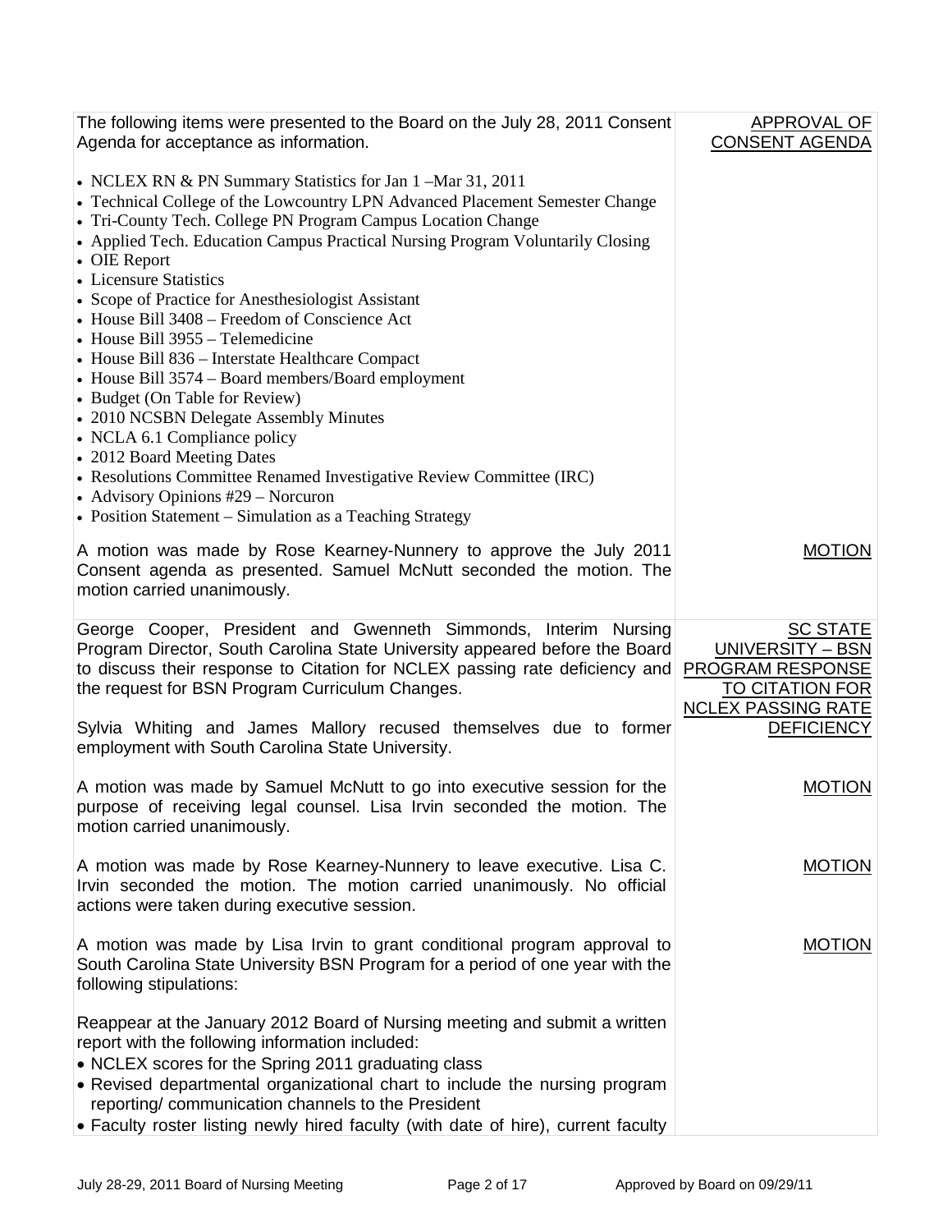| | |
|---|---|
| The following items were presented to the Board on the July 28, 2011 Consent Agenda for acceptance as information.<br><br>• NCLEX RN & PN Summary Statistics for Jan 1 –Mar 31, 2011<br>• Technical College of the Lowcountry LPN Advanced Placement Semester Change<br>• Tri-County Tech. College PN Program Campus Location Change<br>• Applied Tech. Education Campus Practical Nursing Program Voluntarily Closing<br>• OIE Report<br>• Licensure Statistics<br>• Scope of Practice for Anesthesiologist Assistant<br>• House Bill 3408 – Freedom of Conscience Act<br>• House Bill 3955 – Telemedicine<br>• House Bill 836 – Interstate Healthcare Compact<br>• House Bill 3574 – Board members/Board employment<br>• Budget (On Table for Review)<br>• 2010 NCSBN Delegate Assembly Minutes<br>• NCLA 6.1 Compliance policy<br>• 2012 Board Meeting Dates<br>• Resolutions Committee Renamed Investigative Review Committee (IRC)<br>• Advisory Opinions #29 – Norcuron<br>• Position Statement – Simulation as a Teaching Strategy | <u>APPROVAL OF CONSENT AGENDA</u> |
| A motion was made by Rose Kearney-Nunnery to approve the July 2011 Consent agenda as presented. Samuel McNutt seconded the motion. The motion carried unanimously. | <u>MOTION</u> |
| George Cooper, President and Gwenneth Simmonds, Interim Nursing Program Director, South Carolina State University appeared before the Board to discuss their response to Citation for NCLEX passing rate deficiency and the request for BSN Program Curriculum Changes.<br><br>Sylvia Whiting and James Mallory recused themselves due to former employment with South Carolina State University. | <u>SC STATE UNIVERSITY – BSN PROGRAM RESPONSE TO CITATION FOR NCLEX PASSING RATE DEFICIENCY</u> |
| A motion was made by Samuel McNutt to go into executive session for the purpose of receiving legal counsel. Lisa Irvin seconded the motion. The motion carried unanimously. | <u>MOTION</u> |
| A motion was made by Rose Kearney-Nunnery to leave executive. Lisa C. Irvin seconded the motion. The motion carried unanimously. No official actions were taken during executive session. | <u>MOTION</u> |
| A motion was made by Lisa Irvin to grant conditional program approval to South Carolina State University BSN Program for a period of one year with the following stipulations:<br><br>Reappear at the January 2012 Board of Nursing meeting and submit a written report with the following information included:<br>• NCLEX scores for the Spring 2011 graduating class<br>• Revised departmental organizational chart to include the nursing program reporting/ communication channels to the President<br>• Faculty roster listing newly hired faculty (with date of hire), current faculty | <u>MOTION</u> |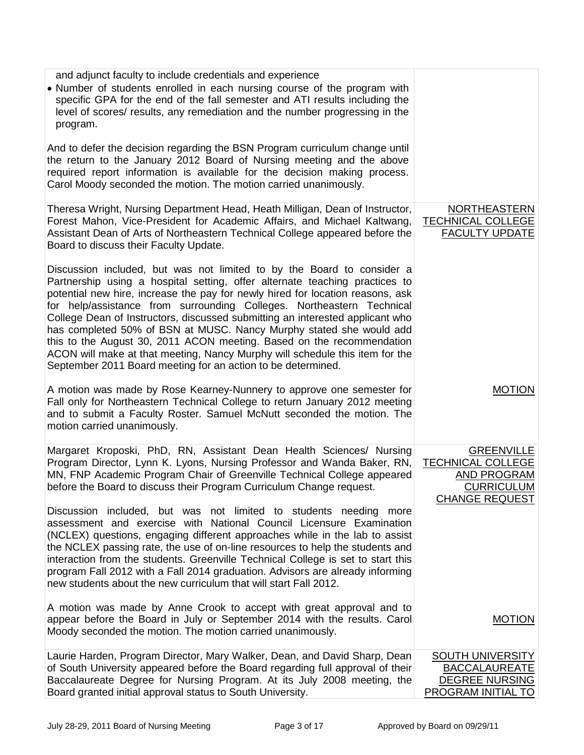| | |
|---|---|
| and adjunct faculty to include credentials and experience<br>• Number of students enrolled in each nursing course of the program with specific GPA for the end of the fall semester and ATI results including the level of scores/ results, any remediation and the number progressing in the program.<br><br>And to defer the decision regarding the BSN Program curriculum change until the return to the January 2012 Board of Nursing meeting and the above required report information is available for the decision making process. Carol Moody seconded the motion. The motion carried unanimously. | |
| Theresa Wright, Nursing Department Head, Heath Milligan, Dean of Instructor, Forest Mahon, Vice-President for Academic Affairs, and Michael Kaltwang, Assistant Dean of Arts of Northeastern Technical College appeared before the Board to discuss their Faculty Update.<br><br>Discussion included, but was not limited to by the Board to consider a Partnership using a hospital setting, offer alternate teaching practices to potential new hire, increase the pay for newly hired for location reasons, ask for help/assistance from surrounding Colleges. Northeastern Technical College Dean of Instructors, discussed submitting an interested applicant who has completed 50% of BSN at MUSC. Nancy Murphy stated she would add this to the August 30, 2011 ACON meeting. Based on the recommendation ACON will make at that meeting, Nancy Murphy will schedule this item for the September 2011 Board meeting for an action to be determined. | <u>NORTHEASTERN TECHNICAL COLLEGE FACULTY UPDATE</u> |
| A motion was made by Rose Kearney-Nunnery to approve one semester for Fall only for Northeastern Technical College to return January 2012 meeting and to submit a Faculty Roster. Samuel McNutt seconded the motion. The motion carried unanimously. | <u>MOTION</u> |
| Margaret Kroposki, PhD, RN, Assistant Dean Health Sciences/ Nursing Program Director, Lynn K. Lyons, Nursing Professor and Wanda Baker, RN, MN, FNP Academic Program Chair of Greenville Technical College appeared before the Board to discuss their Program Curriculum Change request.<br><br>Discussion included, but was not limited to students needing more assessment and exercise with National Council Licensure Examination (NCLEX) questions, engaging different approaches while in the lab to assist the NCLEX passing rate, the use of on-line resources to help the students and interaction from the students. Greenville Technical College is set to start this program Fall 2012 with a Fall 2014 graduation. Advisors are already informing new students about the new curriculum that will start Fall 2012. | <u>GREENVILLE TECHNICAL COLLEGE AND PROGRAM CURRICULUM CHANGE REQUEST</u> |
| A motion was made by Anne Crook to accept with great approval and to appear before the Board in July or September 2014 with the results. Carol Moody seconded the motion. The motion carried unanimously. | <u>MOTION</u> |
| Laurie Harden, Program Director, Mary Walker, Dean, and David Sharp, Dean of South University appeared before the Board regarding full approval of their Baccalaureate Degree for Nursing Program. At its July 2008 meeting, the Board granted initial approval status to South University. | <u>SOUTH UNIVERSITY BACCALAUREATE DEGREE NURSING PROGRAM INITIAL TO</u> |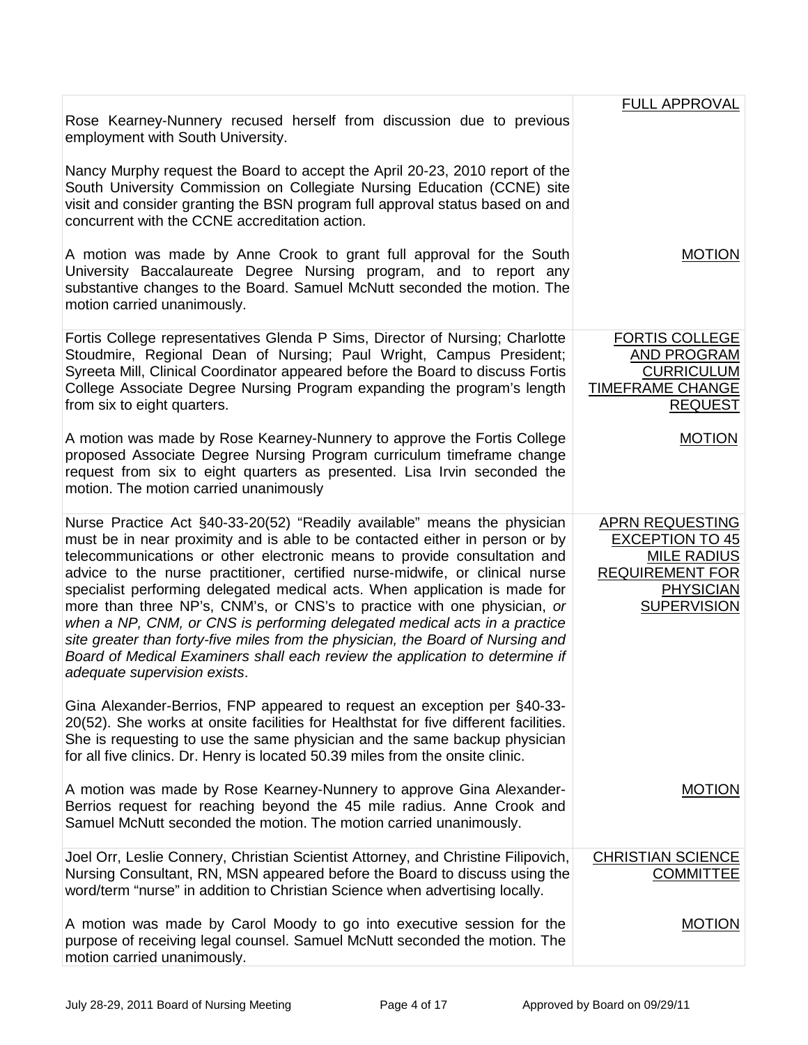| | |
|---|---|
| Rose Kearney-Nunnery recused herself from discussion due to previous employment with South University.<br><br>Nancy Murphy request the Board to accept the April 20-23, 2010 report of the South University Commission on Collegiate Nursing Education (CCNE) site visit and consider granting the BSN program full approval status based on and concurrent with the CCNE accreditation action. | FULL APPROVAL |
| A motion was made by Anne Crook to grant full approval for the South University Baccalaureate Degree Nursing program, and to report any substantive changes to the Board. Samuel McNutt seconded the motion. The motion carried unanimously. | MOTION |
| Fortis College representatives Glenda P Sims, Director of Nursing; Charlotte Stoudmire, Regional Dean of Nursing; Paul Wright, Campus President; Syreeta Mill, Clinical Coordinator appeared before the Board to discuss Fortis College Associate Degree Nursing Program expanding the program's length from six to eight quarters. | FORTIS COLLEGE AND PROGRAM CURRICULUM TIMEFRAME CHANGE REQUEST |
| A motion was made by Rose Kearney-Nunnery to approve the Fortis College proposed Associate Degree Nursing Program curriculum timeframe change request from six to eight quarters as presented. Lisa Irvin seconded the motion. The motion carried unanimously | MOTION |
| Nurse Practice Act §40-33-20(52) "Readily available" means the physician must be in near proximity and is able to be contacted either in person or by telecommunications or other electronic means to provide consultation and advice to the nurse practitioner, certified nurse-midwife, or clinical nurse specialist performing delegated medical acts. When application is made for more than three NP's, CNM's, or CNS's to practice with one physician, *or when a NP, CNM, or CNS is performing delegated medical acts in a practice site greater than forty-five miles from the physician, the Board of Nursing and Board of Medical Examiners shall each review the application to determine if adequate supervision exists*.<br><br>Gina Alexander-Berrios, FNP appeared to request an exception per §40-33-20(52). She works at onsite facilities for Healthstat for five different facilities. She is requesting to use the same physician and the same backup physician for all five clinics. Dr. Henry is located 50.39 miles from the onsite clinic. | APRN REQUESTING EXCEPTION TO 45 MILE RADIUS REQUIREMENT FOR PHYSICIAN SUPERVISION |
| A motion was made by Rose Kearney-Nunnery to approve Gina Alexander-Berrios request for reaching beyond the 45 mile radius. Anne Crook and Samuel McNutt seconded the motion. The motion carried unanimously. | MOTION |
| Joel Orr, Leslie Connery, Christian Scientist Attorney, and Christine Filipovich, Nursing Consultant, RN, MSN appeared before the Board to discuss using the word/term "nurse" in addition to Christian Science when advertising locally. | CHRISTIAN SCIENCE COMMITTEE |
| A motion was made by Carol Moody to go into executive session for the purpose of receiving legal counsel. Samuel McNutt seconded the motion. The motion carried unanimously. | MOTION |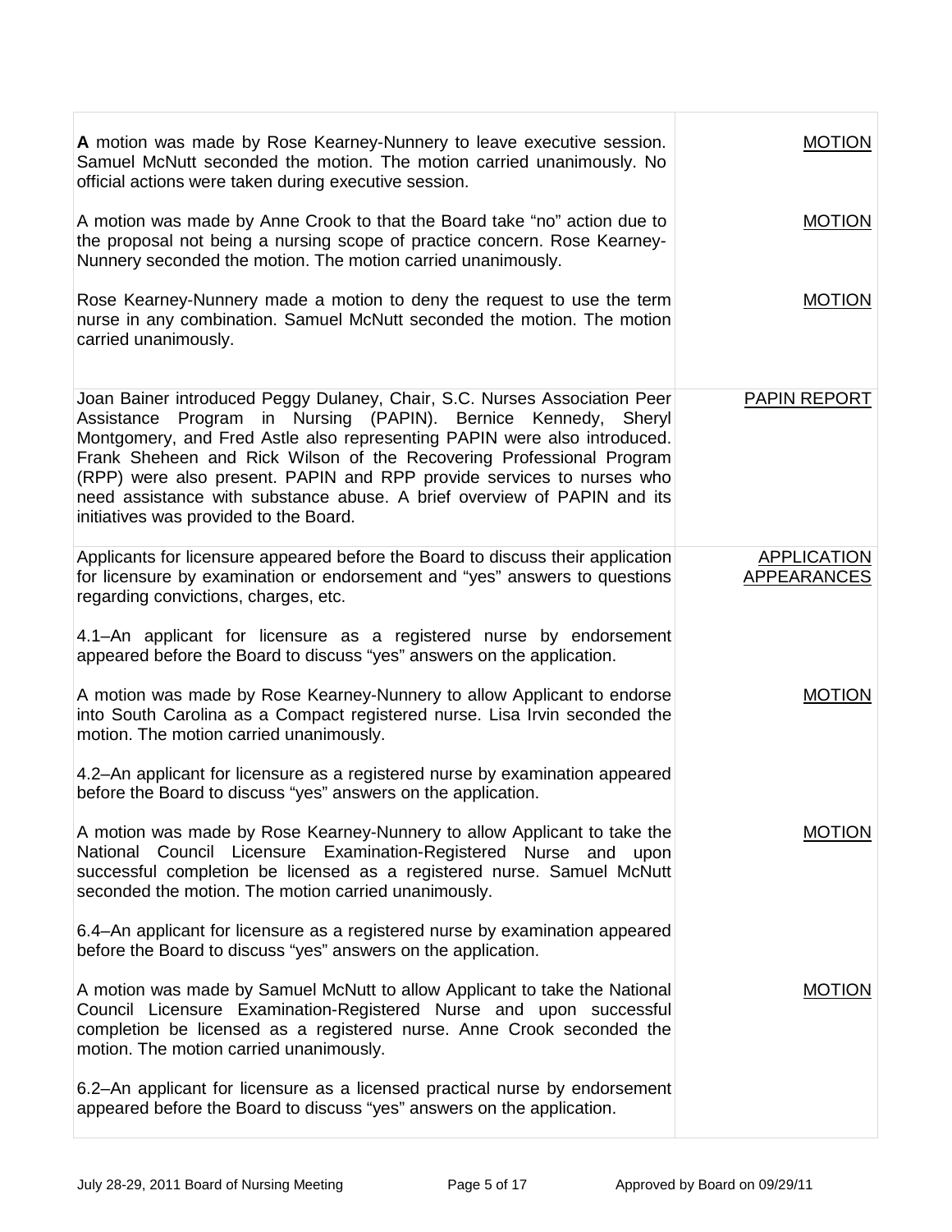| | |
|---|---|
| **A** motion was made by Rose Kearney-Nunnery to leave executive session. Samuel McNutt seconded the motion. The motion carried unanimously. No official actions were taken during executive session. | MOTION |
| A motion was made by Anne Crook to that the Board take "no" action due to the proposal not being a nursing scope of practice concern. Rose Kearney-Nunnery seconded the motion. The motion carried unanimously. | MOTION |
| Rose Kearney-Nunnery made a motion to deny the request to use the term nurse in any combination. Samuel McNutt seconded the motion. The motion carried unanimously. | MOTION |
| Joan Bainer introduced Peggy Dulaney, Chair, S.C. Nurses Association Peer Assistance Program in Nursing (PAPIN). Bernice Kennedy, Sheryl Montgomery, and Fred Astle also representing PAPIN were also introduced. Frank Sheheen and Rick Wilson of the Recovering Professional Program (RPP) were also present. PAPIN and RPP provide services to nurses who need assistance with substance abuse. A brief overview of PAPIN and its initiatives was provided to the Board. | PAPIN REPORT |
| Applicants for licensure appeared before the Board to discuss their application for licensure by examination or endorsement and "yes" answers to questions regarding convictions, charges, etc. | APPLICATION APPEARANCES |
| 4.1–An applicant for licensure as a registered nurse by endorsement appeared before the Board to discuss "yes" answers on the application. | |
| A motion was made by Rose Kearney-Nunnery to allow Applicant to endorse into South Carolina as a Compact registered nurse. Lisa Irvin seconded the motion. The motion carried unanimously. | MOTION |
| 4.2–An applicant for licensure as a registered nurse by examination appeared before the Board to discuss "yes" answers on the application. | |
| A motion was made by Rose Kearney-Nunnery to allow Applicant to take the National Council Licensure Examination-Registered Nurse and upon successful completion be licensed as a registered nurse. Samuel McNutt seconded the motion. The motion carried unanimously. | MOTION |
| 6.4–An applicant for licensure as a registered nurse by examination appeared before the Board to discuss "yes" answers on the application. | |
| A motion was made by Samuel McNutt to allow Applicant to take the National Council Licensure Examination-Registered Nurse and upon successful completion be licensed as a registered nurse. Anne Crook seconded the motion. The motion carried unanimously. | MOTION |
| 6.2–An applicant for licensure as a licensed practical nurse by endorsement appeared before the Board to discuss "yes" answers on the application. | |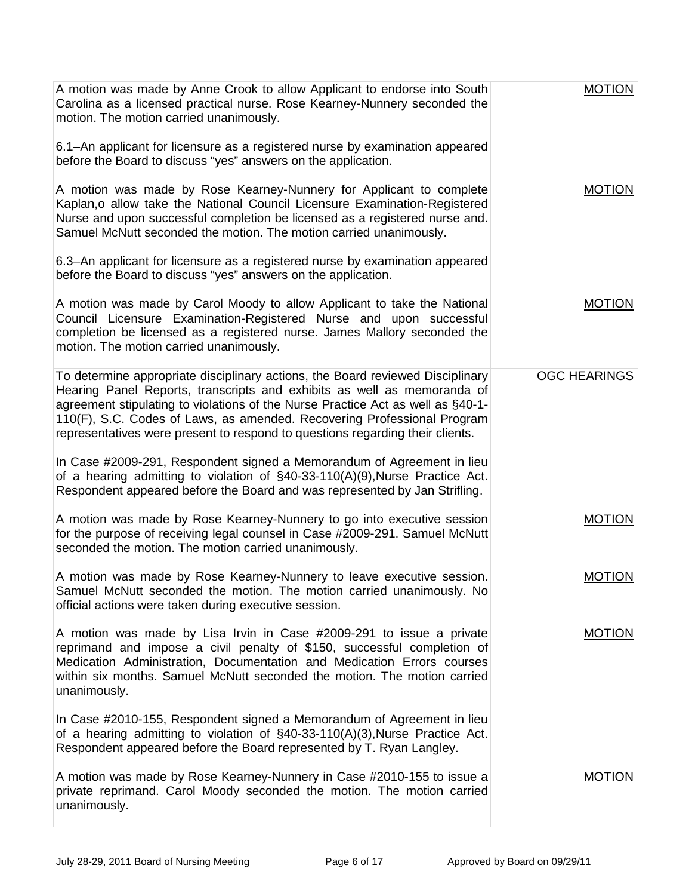| | |
|---|---|
| A motion was made by Anne Crook to allow Applicant to endorse into South Carolina as a licensed practical nurse. Rose Kearney-Nunnery seconded the motion. The motion carried unanimously. | MOTION |
| 6.1–An applicant for licensure as a registered nurse by examination appeared before the Board to discuss "yes" answers on the application. | |
| A motion was made by Rose Kearney-Nunnery for Applicant to complete Kaplan,o allow take the National Council Licensure Examination-Registered Nurse and upon successful completion be licensed as a registered nurse and. Samuel McNutt seconded the motion. The motion carried unanimously. | MOTION |
| 6.3–An applicant for licensure as a registered nurse by examination appeared before the Board to discuss "yes" answers on the application. | |
| A motion was made by Carol Moody to allow Applicant to take the National Council Licensure Examination-Registered Nurse and upon successful completion be licensed as a registered nurse. James Mallory seconded the motion. The motion carried unanimously. | MOTION |
| To determine appropriate disciplinary actions, the Board reviewed Disciplinary Hearing Panel Reports, transcripts and exhibits as well as memoranda of agreement stipulating to violations of the Nurse Practice Act as well as §40-1-110(F), S.C. Codes of Laws, as amended. Recovering Professional Program representatives were present to respond to questions regarding their clients. | OGC HEARINGS |
| In Case #2009-291, Respondent signed a Memorandum of Agreement in lieu of a hearing admitting to violation of §40-33-110(A)(9),Nurse Practice Act. Respondent appeared before the Board and was represented by Jan Strifling. | |
| A motion was made by Rose Kearney-Nunnery to go into executive session for the purpose of receiving legal counsel in Case #2009-291. Samuel McNutt seconded the motion. The motion carried unanimously. | MOTION |
| A motion was made by Rose Kearney-Nunnery to leave executive session. Samuel McNutt seconded the motion. The motion carried unanimously. No official actions were taken during executive session. | MOTION |
| A motion was made by Lisa Irvin in Case #2009-291 to issue a private reprimand and impose a civil penalty of $150, successful completion of Medication Administration, Documentation and Medication Errors courses within six months. Samuel McNutt seconded the motion. The motion carried unanimously. | MOTION |
| In Case #2010-155, Respondent signed a Memorandum of Agreement in lieu of a hearing admitting to violation of §40-33-110(A)(3),Nurse Practice Act. Respondent appeared before the Board represented by T. Ryan Langley. | |
| A motion was made by Rose Kearney-Nunnery in Case #2010-155 to issue a private reprimand. Carol Moody seconded the motion. The motion carried unanimously. | MOTION |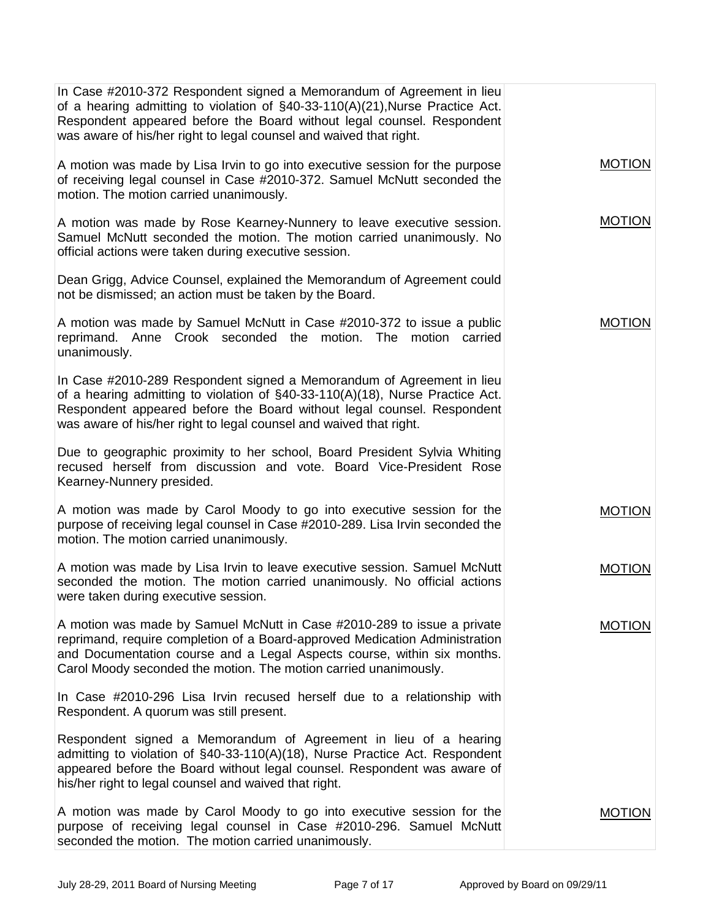| | |
|---|---|
| In Case #2010-372 Respondent signed a Memorandum of Agreement in lieu of a hearing admitting to violation of §40-33-110(A)(21),Nurse Practice Act. Respondent appeared before the Board without legal counsel. Respondent was aware of his/her right to legal counsel and waived that right. | |
| A motion was made by Lisa Irvin to go into executive session for the purpose of receiving legal counsel in Case #2010-372. Samuel McNutt seconded the motion. The motion carried unanimously. | MOTION |
| A motion was made by Rose Kearney-Nunnery to leave executive session. Samuel McNutt seconded the motion. The motion carried unanimously. No official actions were taken during executive session. | MOTION |
| Dean Grigg, Advice Counsel, explained the Memorandum of Agreement could not be dismissed; an action must be taken by the Board. | |
| A motion was made by Samuel McNutt in Case #2010-372 to issue a public reprimand. Anne Crook seconded the motion. The motion carried unanimously. | MOTION |
| In Case #2010-289 Respondent signed a Memorandum of Agreement in lieu of a hearing admitting to violation of §40-33-110(A)(18), Nurse Practice Act. Respondent appeared before the Board without legal counsel. Respondent was aware of his/her right to legal counsel and waived that right. | |
| Due to geographic proximity to her school, Board President Sylvia Whiting recused herself from discussion and vote. Board Vice-President Rose Kearney-Nunnery presided. | |
| A motion was made by Carol Moody to go into executive session for the purpose of receiving legal counsel in Case #2010-289. Lisa Irvin seconded the motion. The motion carried unanimously. | MOTION |
| A motion was made by Lisa Irvin to leave executive session. Samuel McNutt seconded the motion. The motion carried unanimously. No official actions were taken during executive session. | MOTION |
| A motion was made by Samuel McNutt in Case #2010-289 to issue a private reprimand, require completion of a Board-approved Medication Administration and Documentation course and a Legal Aspects course, within six months. Carol Moody seconded the motion. The motion carried unanimously. | MOTION |
| In Case #2010-296 Lisa Irvin recused herself due to a relationship with Respondent. A quorum was still present. | |
| Respondent signed a Memorandum of Agreement in lieu of a hearing admitting to violation of §40-33-110(A)(18), Nurse Practice Act. Respondent appeared before the Board without legal counsel. Respondent was aware of his/her right to legal counsel and waived that right. | |
| A motion was made by Carol Moody to go into executive session for the purpose of receiving legal counsel in Case #2010-296. Samuel McNutt seconded the motion. The motion carried unanimously. | MOTION |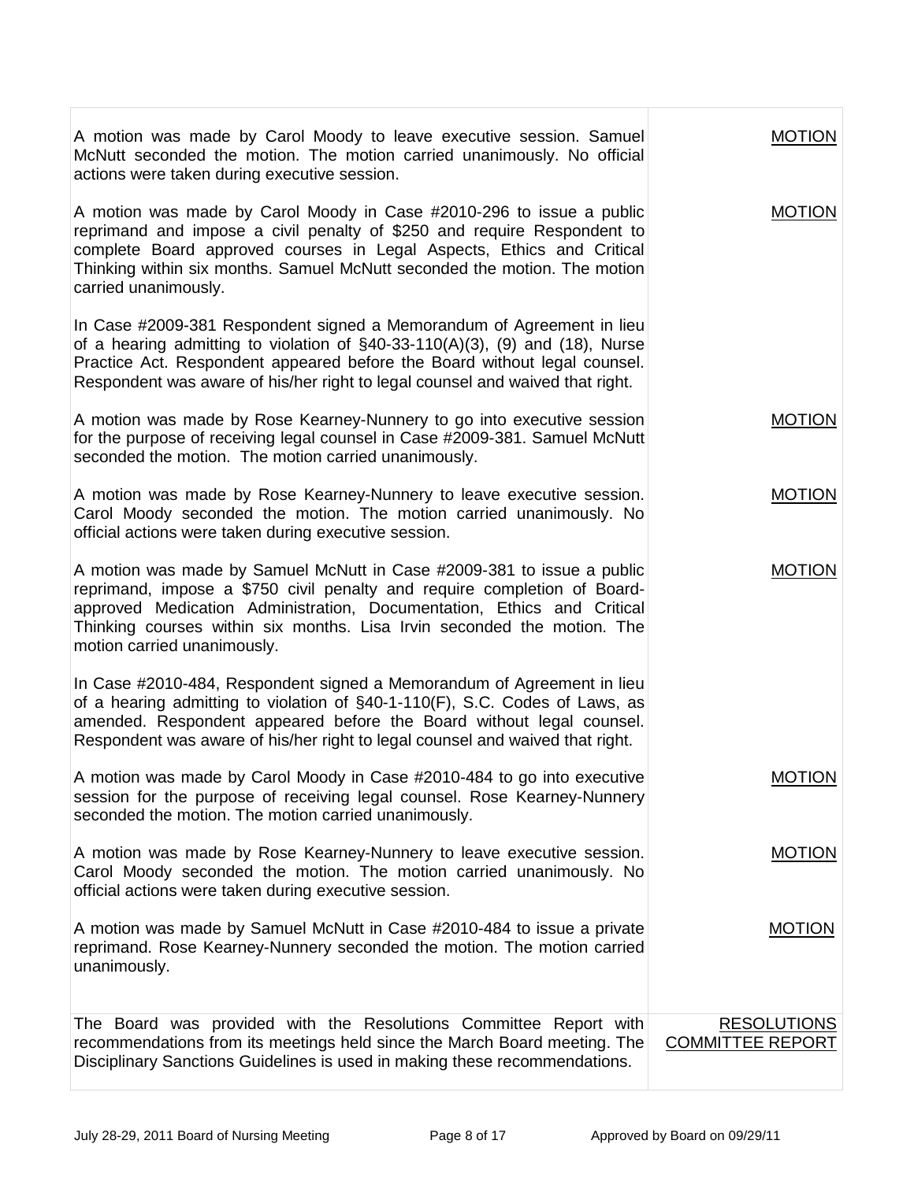| | |
|---|---|
| A motion was made by Carol Moody to leave executive session. Samuel McNutt seconded the motion. The motion carried unanimously. No official actions were taken during executive session. | MOTION |
| A motion was made by Carol Moody in Case #2010-296 to issue a public reprimand and impose a civil penalty of $250 and require Respondent to complete Board approved courses in Legal Aspects, Ethics and Critical Thinking within six months. Samuel McNutt seconded the motion. The motion carried unanimously. | MOTION |
| In Case #2009-381 Respondent signed a Memorandum of Agreement in lieu of a hearing admitting to violation of §40-33-110(A)(3), (9) and (18), Nurse Practice Act. Respondent appeared before the Board without legal counsel. Respondent was aware of his/her right to legal counsel and waived that right. | |
| A motion was made by Rose Kearney-Nunnery to go into executive session for the purpose of receiving legal counsel in Case #2009-381. Samuel McNutt seconded the motion. The motion carried unanimously. | MOTION |
| A motion was made by Rose Kearney-Nunnery to leave executive session. Carol Moody seconded the motion. The motion carried unanimously. No official actions were taken during executive session. | MOTION |
| A motion was made by Samuel McNutt in Case #2009-381 to issue a public reprimand, impose a $750 civil penalty and require completion of Board-approved Medication Administration, Documentation, Ethics and Critical Thinking courses within six months. Lisa Irvin seconded the motion. The motion carried unanimously. | MOTION |
| In Case #2010-484, Respondent signed a Memorandum of Agreement in lieu of a hearing admitting to violation of §40-1-110(F), S.C. Codes of Laws, as amended. Respondent appeared before the Board without legal counsel. Respondent was aware of his/her right to legal counsel and waived that right. | |
| A motion was made by Carol Moody in Case #2010-484 to go into executive session for the purpose of receiving legal counsel. Rose Kearney-Nunnery seconded the motion. The motion carried unanimously. | MOTION |
| A motion was made by Rose Kearney-Nunnery to leave executive session. Carol Moody seconded the motion. The motion carried unanimously. No official actions were taken during executive session. | MOTION |
| A motion was made by Samuel McNutt in Case #2010-484 to issue a private reprimand. Rose Kearney-Nunnery seconded the motion. The motion carried unanimously. | MOTION |
| The Board was provided with the Resolutions Committee Report with recommendations from its meetings held since the March Board meeting. The Disciplinary Sanctions Guidelines is used in making these recommendations. | RESOLUTIONS COMMITTEE REPORT |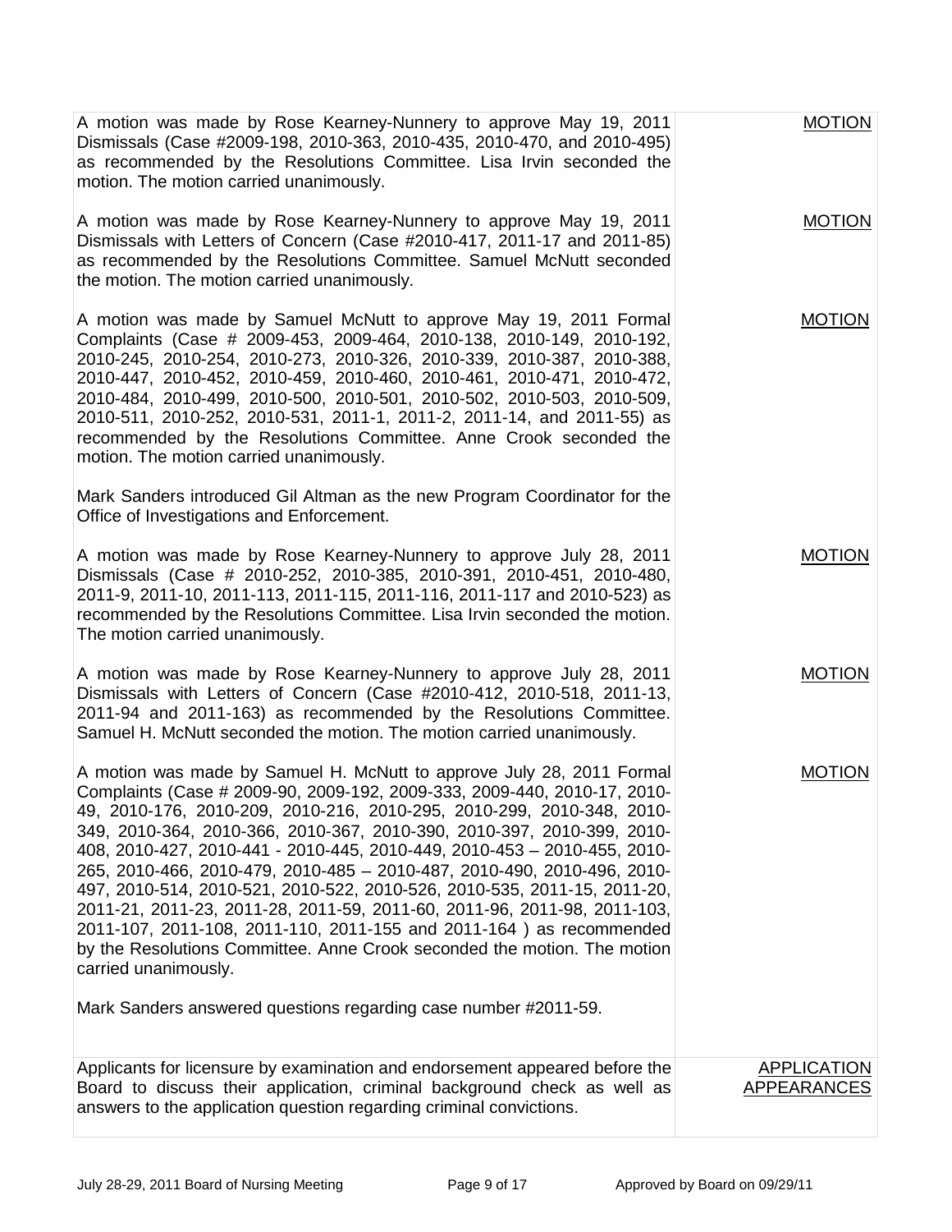| | |
|---|---|
| A motion was made by Rose Kearney-Nunnery to approve May 19, 2011 Dismissals (Case #2009-198, 2010-363, 2010-435, 2010-470, and 2010-495) as recommended by the Resolutions Committee. Lisa Irvin seconded the motion. The motion carried unanimously. | MOTION |
| A motion was made by Rose Kearney-Nunnery to approve May 19, 2011 Dismissals with Letters of Concern (Case #2010-417, 2011-17 and 2011-85) as recommended by the Resolutions Committee. Samuel McNutt seconded the motion. The motion carried unanimously. | MOTION |
| A motion was made by Samuel McNutt to approve May 19, 2011 Formal Complaints (Case # 2009-453, 2009-464, 2010-138, 2010-149, 2010-192, 2010-245, 2010-254, 2010-273, 2010-326, 2010-339, 2010-387, 2010-388, 2010-447, 2010-452, 2010-459, 2010-460, 2010-461, 2010-471, 2010-472, 2010-484, 2010-499, 2010-500, 2010-501, 2010-502, 2010-503, 2010-509, 2010-511, 2010-252, 2010-531, 2011-1, 2011-2, 2011-14, and 2011-55) as recommended by the Resolutions Committee. Anne Crook seconded the motion. The motion carried unanimously. | MOTION |
| Mark Sanders introduced Gil Altman as the new Program Coordinator for the Office of Investigations and Enforcement. | |
| A motion was made by Rose Kearney-Nunnery to approve July 28, 2011 Dismissals (Case # 2010-252, 2010-385, 2010-391, 2010-451, 2010-480, 2011-9, 2011-10, 2011-113, 2011-115, 2011-116, 2011-117 and 2010-523) as recommended by the Resolutions Committee. Lisa Irvin seconded the motion. The motion carried unanimously. | MOTION |
| A motion was made by Rose Kearney-Nunnery to approve July 28, 2011 Dismissals with Letters of Concern (Case #2010-412, 2010-518, 2011-13, 2011-94 and 2011-163) as recommended by the Resolutions Committee. Samuel H. McNutt seconded the motion. The motion carried unanimously. | MOTION |
| A motion was made by Samuel H. McNutt to approve July 28, 2011 Formal Complaints (Case # 2009-90, 2009-192, 2009-333, 2009-440, 2010-17, 2010-49, 2010-176, 2010-209, 2010-216, 2010-295, 2010-299, 2010-348, 2010-349, 2010-364, 2010-366, 2010-367, 2010-390, 2010-397, 2010-399, 2010-408, 2010-427, 2010-441 - 2010-445, 2010-449, 2010-453 – 2010-455, 2010-265, 2010-466, 2010-479, 2010-485 – 2010-487, 2010-490, 2010-496, 2010-497, 2010-514, 2010-521, 2010-522, 2010-526, 2010-535, 2011-15, 2011-20, 2011-21, 2011-23, 2011-28, 2011-59, 2011-60, 2011-96, 2011-98, 2011-103, 2011-107, 2011-108, 2011-110, 2011-155 and 2011-164 ) as recommended by the Resolutions Committee. Anne Crook seconded the motion. The motion carried unanimously.<br><br>Mark Sanders answered questions regarding case number #2011-59. | MOTION |
| Applicants for licensure by examination and endorsement appeared before the Board to discuss their application, criminal background check as well as answers to the application question regarding criminal convictions. | APPLICATION APPEARANCES |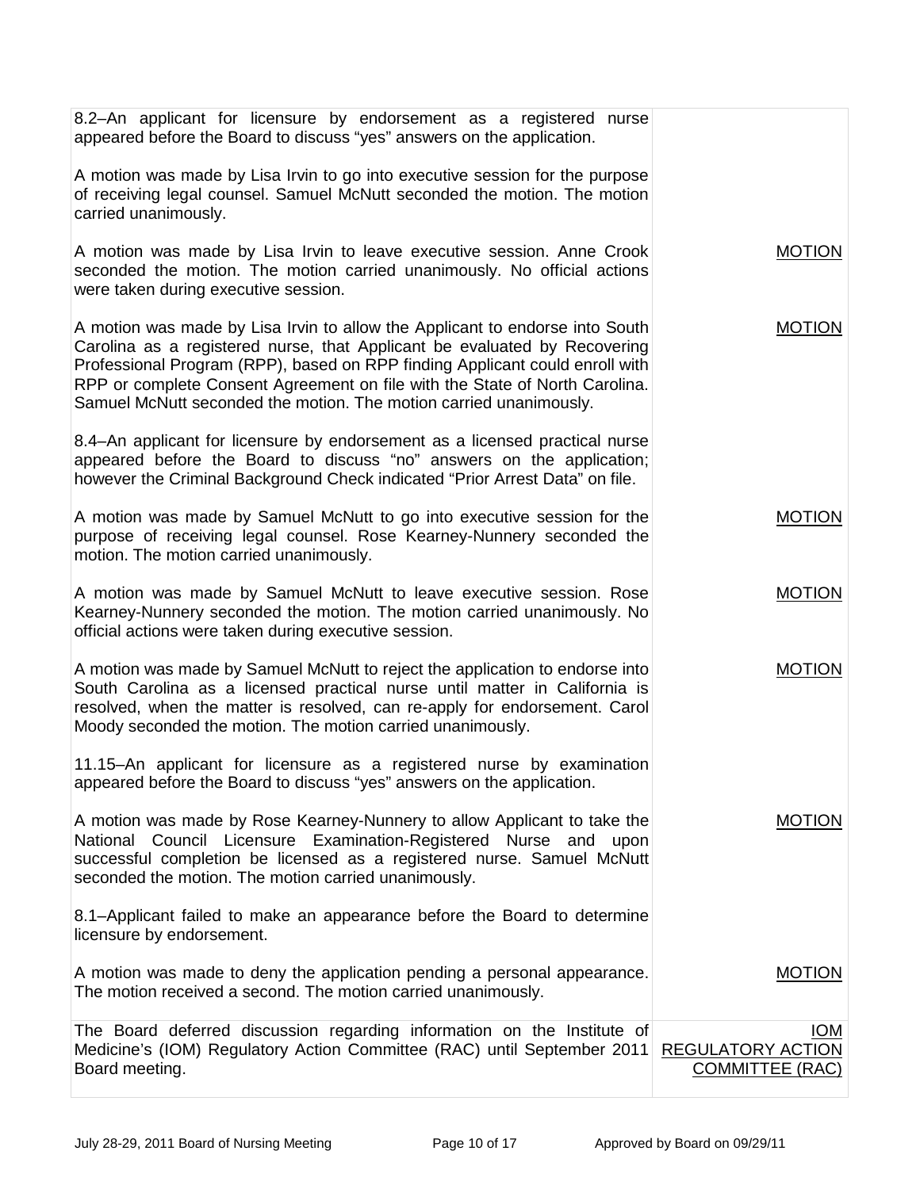| | |
|---|---|
| 8.2–An applicant for licensure by endorsement as a registered nurse appeared before the Board to discuss "yes" answers on the application.<br><br>A motion was made by Lisa Irvin to go into executive session for the purpose of receiving legal counsel. Samuel McNutt seconded the motion. The motion carried unanimously. | |
| A motion was made by Lisa Irvin to leave executive session. Anne Crook seconded the motion. The motion carried unanimously. No official actions were taken during executive session. | MOTION |
| A motion was made by Lisa Irvin to allow the Applicant to endorse into South Carolina as a registered nurse, that Applicant be evaluated by Recovering Professional Program (RPP), based on RPP finding Applicant could enroll with RPP or complete Consent Agreement on file with the State of North Carolina. Samuel McNutt seconded the motion. The motion carried unanimously. | MOTION |
| 8.4–An applicant for licensure by endorsement as a licensed practical nurse appeared before the Board to discuss "no" answers on the application; however the Criminal Background Check indicated "Prior Arrest Data" on file. | |
| A motion was made by Samuel McNutt to go into executive session for the purpose of receiving legal counsel. Rose Kearney-Nunnery seconded the motion. The motion carried unanimously. | MOTION |
| A motion was made by Samuel McNutt to leave executive session. Rose Kearney-Nunnery seconded the motion. The motion carried unanimously. No official actions were taken during executive session. | MOTION |
| A motion was made by Samuel McNutt to reject the application to endorse into South Carolina as a licensed practical nurse until matter in California is resolved, when the matter is resolved, can re-apply for endorsement. Carol Moody seconded the motion. The motion carried unanimously. | MOTION |
| 11.15–An applicant for licensure as a registered nurse by examination appeared before the Board to discuss "yes" answers on the application. | |
| A motion was made by Rose Kearney-Nunnery to allow Applicant to take the National Council Licensure Examination-Registered Nurse and upon successful completion be licensed as a registered nurse. Samuel McNutt seconded the motion. The motion carried unanimously. | MOTION |
| 8.1–Applicant failed to make an appearance before the Board to determine licensure by endorsement. | |
| A motion was made to deny the application pending a personal appearance. The motion received a second. The motion carried unanimously. | MOTION |
| The Board deferred discussion regarding information on the Institute of Medicine's (IOM) Regulatory Action Committee (RAC) until September 2011 Board meeting. | IOM REGULATORY ACTION COMMITTEE (RAC) |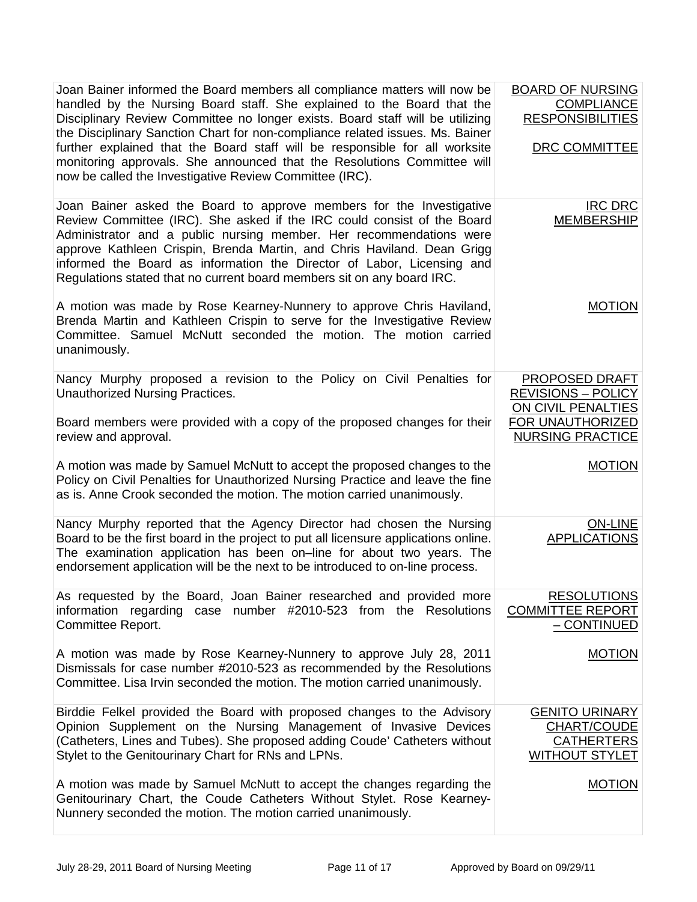| | |
|---|---|
| Joan Bainer informed the Board members all compliance matters will now be handled by the Nursing Board staff. She explained to the Board that the Disciplinary Review Committee no longer exists. Board staff will be utilizing the Disciplinary Sanction Chart for non-compliance related issues. Ms. Bainer further explained that the Board staff will be responsible for all worksite monitoring approvals. She announced that the Resolutions Committee will now be called the Investigative Review Committee (IRC). | BOARD OF NURSING COMPLIANCE RESPONSIBILITIES<br><br>DRC COMMITTEE |
| Joan Bainer asked the Board to approve members for the Investigative Review Committee (IRC). She asked if the IRC could consist of the Board Administrator and a public nursing member. Her recommendations were approve Kathleen Crispin, Brenda Martin, and Chris Haviland. Dean Grigg informed the Board as information the Director of Labor, Licensing and Regulations stated that no current board members sit on any board IRC. | IRC DRC MEMBERSHIP |
| A motion was made by Rose Kearney-Nunnery to approve Chris Haviland, Brenda Martin and Kathleen Crispin to serve for the Investigative Review Committee. Samuel McNutt seconded the motion. The motion carried unanimously. | MOTION |
| Nancy Murphy proposed a revision to the Policy on Civil Penalties for Unauthorized Nursing Practices.<br><br>Board members were provided with a copy of the proposed changes for their review and approval. | PROPOSED DRAFT REVISIONS – POLICY ON CIVIL PENALTIES FOR UNAUTHORIZED NURSING PRACTICE |
| A motion was made by Samuel McNutt to accept the proposed changes to the Policy on Civil Penalties for Unauthorized Nursing Practice and leave the fine as is. Anne Crook seconded the motion. The motion carried unanimously. | MOTION |
| Nancy Murphy reported that the Agency Director had chosen the Nursing Board to be the first board in the project to put all licensure applications online. The examination application has been on–line for about two years. The endorsement application will be the next to be introduced to on-line process. | ON-LINE APPLICATIONS |
| As requested by the Board, Joan Bainer researched and provided more information regarding case number #2010-523 from the Resolutions Committee Report. | RESOLUTIONS COMMITTEE REPORT – CONTINUED |
| A motion was made by Rose Kearney-Nunnery to approve July 28, 2011 Dismissals for case number #2010-523 as recommended by the Resolutions Committee. Lisa Irvin seconded the motion. The motion carried unanimously. | MOTION |
| Birddie Felkel provided the Board with proposed changes to the Advisory Opinion Supplement on the Nursing Management of Invasive Devices (Catheters, Lines and Tubes). She proposed adding Coude' Catheters without Stylet to the Genitourinary Chart for RNs and LPNs. | GENITO URINARY CHART/COUDE CATHERTERS WITHOUT STYLET |
| A motion was made by Samuel McNutt to accept the changes regarding the Genitourinary Chart, the Coude Catheters Without Stylet. Rose Kearney-Nunnery seconded the motion. The motion carried unanimously. | MOTION |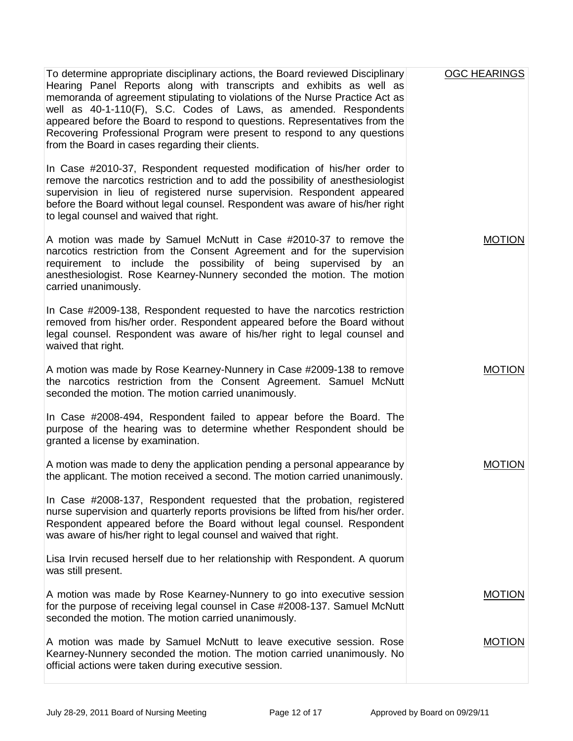| | |
|---|---|
| To determine appropriate disciplinary actions, the Board reviewed Disciplinary Hearing Panel Reports along with transcripts and exhibits as well as memoranda of agreement stipulating to violations of the Nurse Practice Act as well as 40-1-110(F), S.C. Codes of Laws, as amended. Respondents appeared before the Board to respond to questions. Representatives from the Recovering Professional Program were present to respond to any questions from the Board in cases regarding their clients. | OGC HEARINGS |
| In Case #2010-37, Respondent requested modification of his/her order to remove the narcotics restriction and to add the possibility of anesthesiologist supervision in lieu of registered nurse supervision. Respondent appeared before the Board without legal counsel. Respondent was aware of his/her right to legal counsel and waived that right. | |
| A motion was made by Samuel McNutt in Case #2010-37 to remove the narcotics restriction from the Consent Agreement and for the supervision requirement to include the possibility of being supervised by an anesthesiologist. Rose Kearney-Nunnery seconded the motion. The motion carried unanimously. | MOTION |
| In Case #2009-138, Respondent requested to have the narcotics restriction removed from his/her order. Respondent appeared before the Board without legal counsel. Respondent was aware of his/her right to legal counsel and waived that right. | |
| A motion was made by Rose Kearney-Nunnery in Case #2009-138 to remove the narcotics restriction from the Consent Agreement. Samuel McNutt seconded the motion. The motion carried unanimously. | MOTION |
| In Case #2008-494, Respondent failed to appear before the Board. The purpose of the hearing was to determine whether Respondent should be granted a license by examination. | |
| A motion was made to deny the application pending a personal appearance by the applicant. The motion received a second. The motion carried unanimously. | MOTION |
| In Case #2008-137, Respondent requested that the probation, registered nurse supervision and quarterly reports provisions be lifted from his/her order. Respondent appeared before the Board without legal counsel. Respondent was aware of his/her right to legal counsel and waived that right. | |
| Lisa Irvin recused herself due to her relationship with Respondent. A quorum was still present. | |
| A motion was made by Rose Kearney-Nunnery to go into executive session for the purpose of receiving legal counsel in Case #2008-137. Samuel McNutt seconded the motion. The motion carried unanimously. | MOTION |
| A motion was made by Samuel McNutt to leave executive session. Rose Kearney-Nunnery seconded the motion. The motion carried unanimously. No official actions were taken during executive session. | MOTION |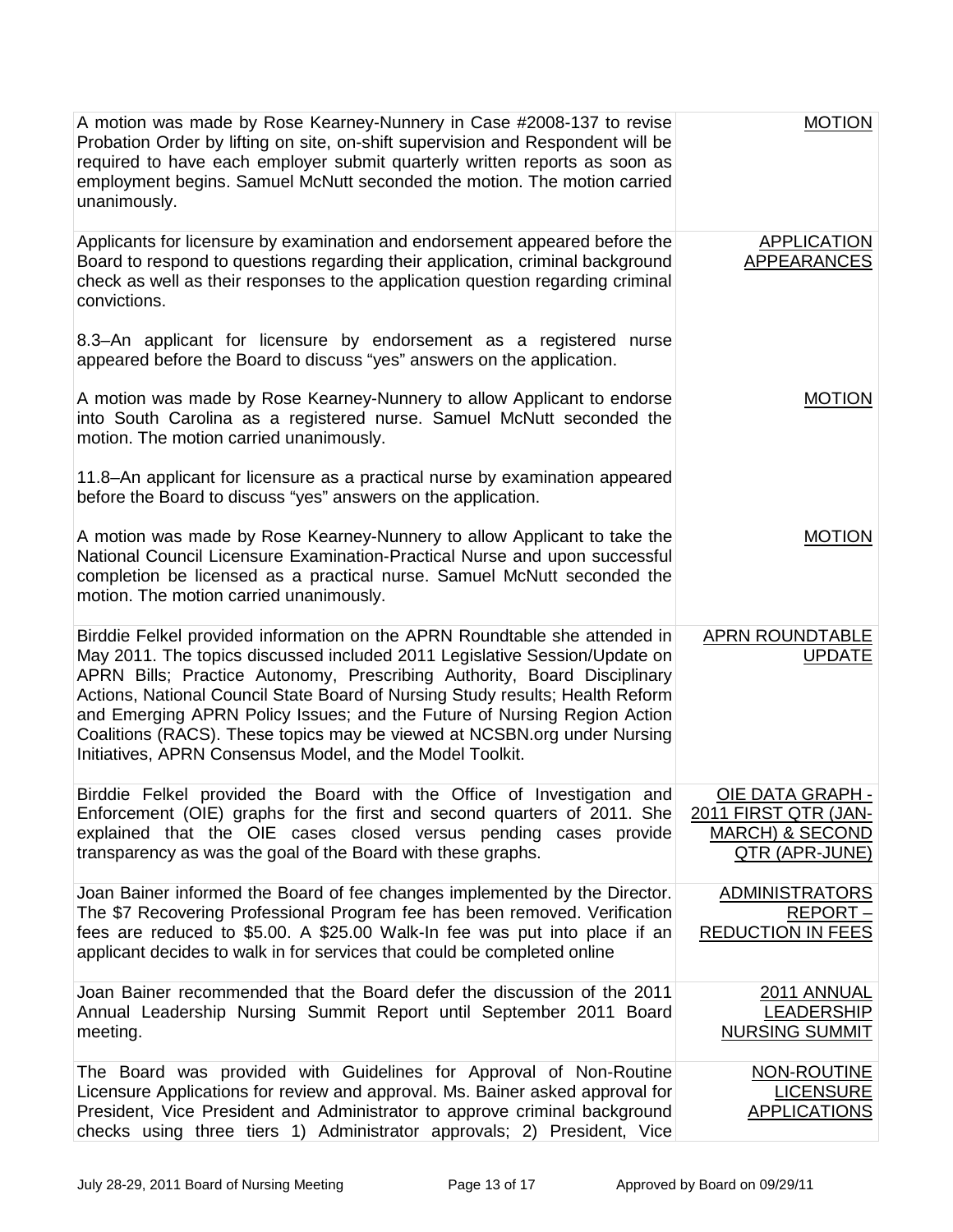| | |
|---|---|
| A motion was made by Rose Kearney-Nunnery in Case #2008-137 to revise Probation Order by lifting on site, on-shift supervision and Respondent will be required to have each employer submit quarterly written reports as soon as employment begins. Samuel McNutt seconded the motion. The motion carried unanimously. | MOTION |
| Applicants for licensure by examination and endorsement appeared before the Board to respond to questions regarding their application, criminal background check as well as their responses to the application question regarding criminal convictions.<br><br>8.3–An applicant for licensure by endorsement as a registered nurse appeared before the Board to discuss "yes" answers on the application. | APPLICATION APPEARANCES |
| A motion was made by Rose Kearney-Nunnery to allow Applicant to endorse into South Carolina as a registered nurse. Samuel McNutt seconded the motion. The motion carried unanimously.<br><br>11.8–An applicant for licensure as a practical nurse by examination appeared before the Board to discuss "yes" answers on the application. | MOTION |
| A motion was made by Rose Kearney-Nunnery to allow Applicant to take the National Council Licensure Examination-Practical Nurse and upon successful completion be licensed as a practical nurse. Samuel McNutt seconded the motion. The motion carried unanimously. | MOTION |
| Birddie Felkel provided information on the APRN Roundtable she attended in May 2011. The topics discussed included 2011 Legislative Session/Update on APRN Bills; Practice Autonomy, Prescribing Authority, Board Disciplinary Actions, National Council State Board of Nursing Study results; Health Reform and Emerging APRN Policy Issues; and the Future of Nursing Region Action Coalitions (RACS). These topics may be viewed at NCSBN.org under Nursing Initiatives, APRN Consensus Model, and the Model Toolkit. | APRN ROUNDTABLE UPDATE |
| Birddie Felkel provided the Board with the Office of Investigation and Enforcement (OIE) graphs for the first and second quarters of 2011. She explained that the OIE cases closed versus pending cases provide transparency as was the goal of the Board with these graphs. | OIE DATA GRAPH - 2011 FIRST QTR (JAN-MARCH) & SECOND QTR (APR-JUNE) |
| Joan Bainer informed the Board of fee changes implemented by the Director. The $7 Recovering Professional Program fee has been removed. Verification fees are reduced to $5.00. A $25.00 Walk-In fee was put into place if an applicant decides to walk in for services that could be completed online | ADMINISTRATORS REPORT – REDUCTION IN FEES |
| Joan Bainer recommended that the Board defer the discussion of the 2011 Annual Leadership Nursing Summit Report until September 2011 Board meeting. | 2011 ANNUAL LEADERSHIP NURSING SUMMIT |
| The Board was provided with Guidelines for Approval of Non-Routine Licensure Applications for review and approval. Ms. Bainer asked approval for President, Vice President and Administrator to approve criminal background checks using three tiers 1) Administrator approvals; 2) President, Vice | NON-ROUTINE LICENSURE APPLICATIONS |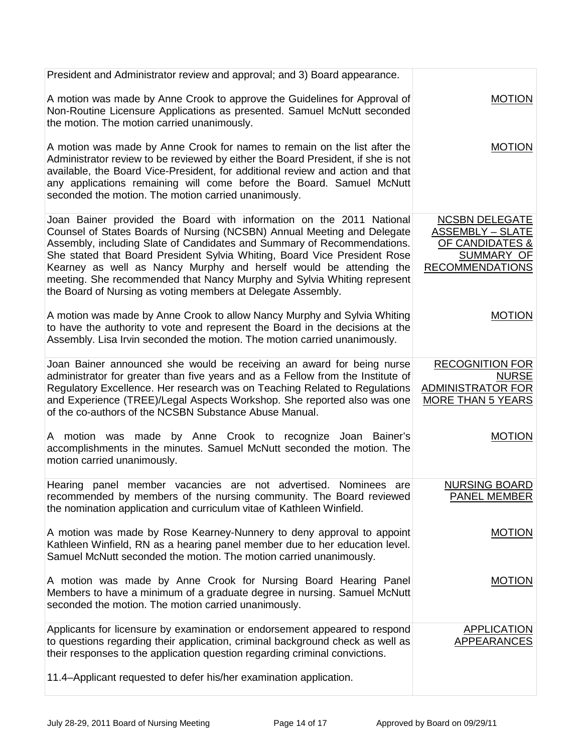| | |
|---|---|
| President and Administrator review and approval; and 3) Board appearance. | |
| A motion was made by Anne Crook to approve the Guidelines for Approval of Non-Routine Licensure Applications as presented. Samuel McNutt seconded the motion. The motion carried unanimously. | <u>MOTION</u> |
| A motion was made by Anne Crook for names to remain on the list after the Administrator review to be reviewed by either the Board President, if she is not available, the Board Vice-President, for additional review and action and that any applications remaining will come before the Board. Samuel McNutt seconded the motion. The motion carried unanimously. | <u>MOTION</u> |
| Joan Bainer provided the Board with information on the 2011 National Counsel of States Boards of Nursing (NCSBN) Annual Meeting and Delegate Assembly, including Slate of Candidates and Summary of Recommendations. She stated that Board President Sylvia Whiting, Board Vice President Rose Kearney as well as Nancy Murphy and herself would be attending the meeting. She recommended that Nancy Murphy and Sylvia Whiting represent the Board of Nursing as voting members at Delegate Assembly. | <u>NCSBN DELEGATE ASSEMBLY – SLATE OF CANDIDATES & SUMMARY OF RECOMMENDATIONS</u> |
| A motion was made by Anne Crook to allow Nancy Murphy and Sylvia Whiting to have the authority to vote and represent the Board in the decisions at the Assembly. Lisa Irvin seconded the motion. The motion carried unanimously. | <u>MOTION</u> |
| Joan Bainer announced she would be receiving an award for being nurse administrator for greater than five years and as a Fellow from the Institute of Regulatory Excellence. Her research was on Teaching Related to Regulations and Experience (TREE)/Legal Aspects Workshop. She reported also was one of the co-authors of the NCSBN Substance Abuse Manual. | <u>RECOGNITION FOR NURSE ADMINISTRATOR FOR MORE THAN 5 YEARS</u> |
| A motion was made by Anne Crook to recognize Joan Bainer's accomplishments in the minutes. Samuel McNutt seconded the motion. The motion carried unanimously. | <u>MOTION</u> |
| Hearing panel member vacancies are not advertised. Nominees are recommended by members of the nursing community. The Board reviewed the nomination application and curriculum vitae of Kathleen Winfield. | <u>NURSING BOARD PANEL MEMBER</u> |
| A motion was made by Rose Kearney-Nunnery to deny approval to appoint Kathleen Winfield, RN as a hearing panel member due to her education level. Samuel McNutt seconded the motion. The motion carried unanimously. | <u>MOTION</u> |
| A motion was made by Anne Crook for Nursing Board Hearing Panel Members to have a minimum of a graduate degree in nursing. Samuel McNutt seconded the motion. The motion carried unanimously. | <u>MOTION</u> |
| Applicants for licensure by examination or endorsement appeared to respond to questions regarding their application, criminal background check as well as their responses to the application question regarding criminal convictions.<br><br>11.4–Applicant requested to defer his/her examination application. | <u>APPLICATION APPEARANCES</u> |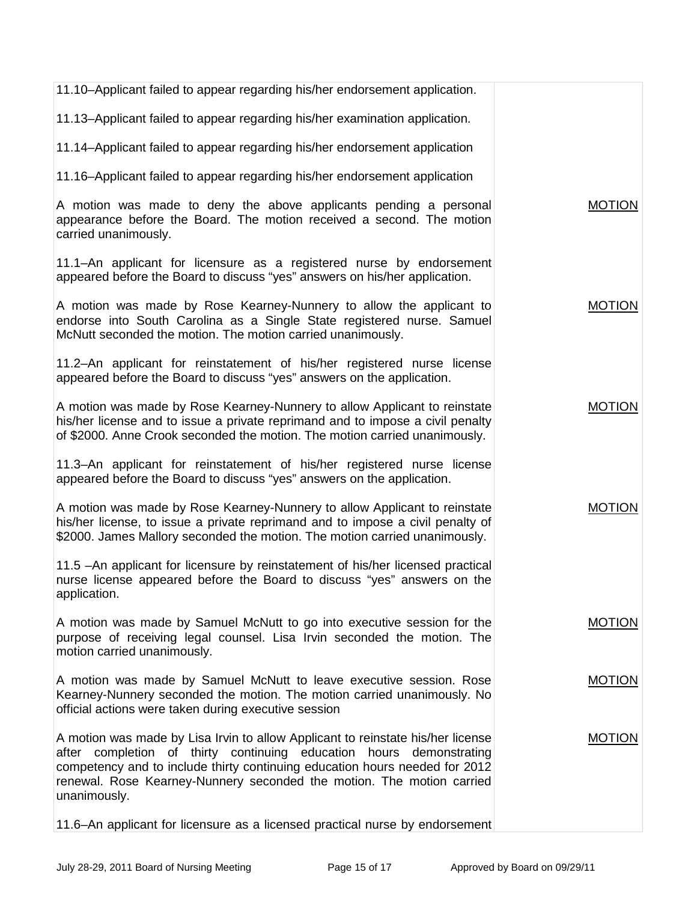| | |
|---|---|
| 11.10–Applicant failed to appear regarding his/her endorsement application. | |
| 11.13–Applicant failed to appear regarding his/her examination application. | |
| 11.14–Applicant failed to appear regarding his/her endorsement application | |
| 11.16–Applicant failed to appear regarding his/her endorsement application | |
| A motion was made to deny the above applicants pending a personal appearance before the Board. The motion received a second. The motion carried unanimously. | MOTION |
| 11.1–An applicant for licensure as a registered nurse by endorsement appeared before the Board to discuss "yes" answers on his/her application. | |
| A motion was made by Rose Kearney-Nunnery to allow the applicant to endorse into South Carolina as a Single State registered nurse. Samuel McNutt seconded the motion. The motion carried unanimously. | MOTION |
| 11.2–An applicant for reinstatement of his/her registered nurse license appeared before the Board to discuss "yes" answers on the application. | |
| A motion was made by Rose Kearney-Nunnery to allow Applicant to reinstate his/her license and to issue a private reprimand and to impose a civil penalty of \$2000. Anne Crook seconded the motion. The motion carried unanimously. | MOTION |
| 11.3–An applicant for reinstatement of his/her registered nurse license appeared before the Board to discuss "yes" answers on the application. | |
| A motion was made by Rose Kearney-Nunnery to allow Applicant to reinstate his/her license, to issue a private reprimand and to impose a civil penalty of \$2000. James Mallory seconded the motion. The motion carried unanimously. | MOTION |
| 11.5 –An applicant for licensure by reinstatement of his/her licensed practical nurse license appeared before the Board to discuss "yes" answers on the application. | |
| A motion was made by Samuel McNutt to go into executive session for the purpose of receiving legal counsel. Lisa Irvin seconded the motion. The motion carried unanimously. | MOTION |
| A motion was made by Samuel McNutt to leave executive session. Rose Kearney-Nunnery seconded the motion. The motion carried unanimously. No official actions were taken during executive session | MOTION |
| A motion was made by Lisa Irvin to allow Applicant to reinstate his/her license after completion of thirty continuing education hours demonstrating competency and to include thirty continuing education hours needed for 2012 renewal. Rose Kearney-Nunnery seconded the motion. The motion carried unanimously. | MOTION |
| 11.6–An applicant for licensure as a licensed practical nurse by endorsement | |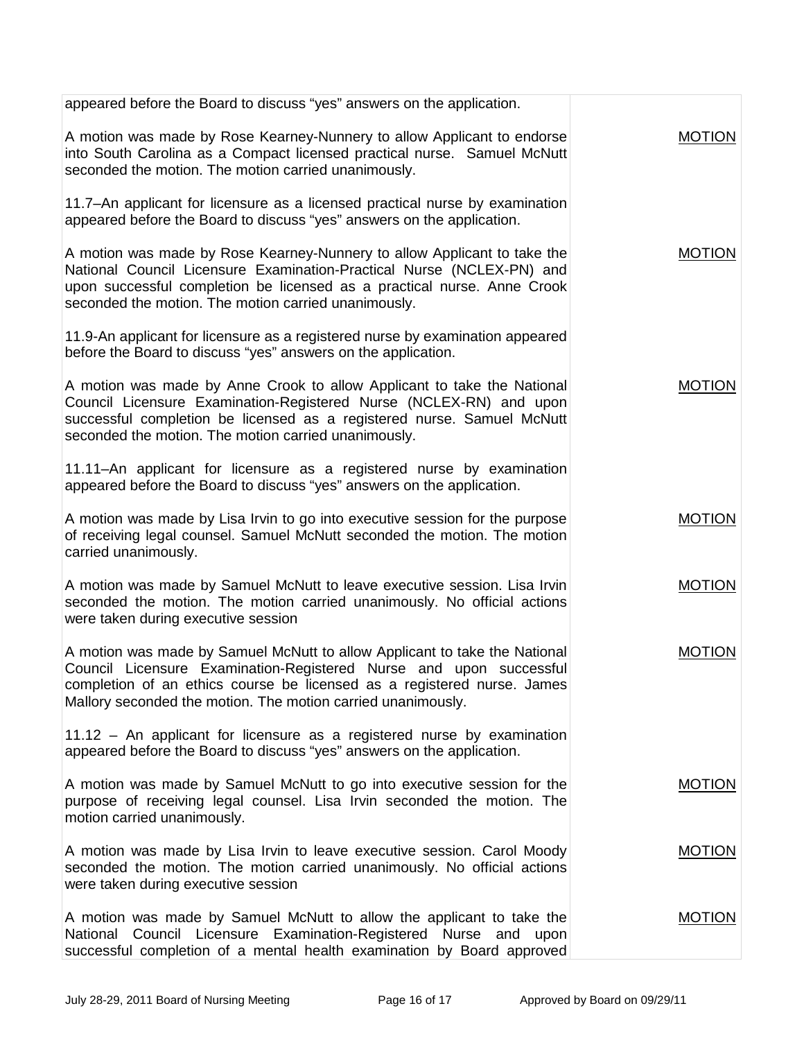| | |
|---|---|
| appeared before the Board to discuss "yes" answers on the application. | |
| A motion was made by Rose Kearney-Nunnery to allow Applicant to endorse into South Carolina as a Compact licensed practical nurse. Samuel McNutt seconded the motion. The motion carried unanimously. | MOTION |
| 11.7–An applicant for licensure as a licensed practical nurse by examination appeared before the Board to discuss "yes" answers on the application. | |
| A motion was made by Rose Kearney-Nunnery to allow Applicant to take the National Council Licensure Examination-Practical Nurse (NCLEX-PN) and upon successful completion be licensed as a practical nurse. Anne Crook seconded the motion. The motion carried unanimously. | MOTION |
| 11.9-An applicant for licensure as a registered nurse by examination appeared before the Board to discuss "yes" answers on the application. | |
| A motion was made by Anne Crook to allow Applicant to take the National Council Licensure Examination-Registered Nurse (NCLEX-RN) and upon successful completion be licensed as a registered nurse. Samuel McNutt seconded the motion. The motion carried unanimously. | MOTION |
| 11.11–An applicant for licensure as a registered nurse by examination appeared before the Board to discuss "yes" answers on the application. | |
| A motion was made by Lisa Irvin to go into executive session for the purpose of receiving legal counsel. Samuel McNutt seconded the motion. The motion carried unanimously. | MOTION |
| A motion was made by Samuel McNutt to leave executive session. Lisa Irvin seconded the motion. The motion carried unanimously. No official actions were taken during executive session | MOTION |
| A motion was made by Samuel McNutt to allow Applicant to take the National Council Licensure Examination-Registered Nurse and upon successful completion of an ethics course be licensed as a registered nurse. James Mallory seconded the motion. The motion carried unanimously. | MOTION |
| 11.12 – An applicant for licensure as a registered nurse by examination appeared before the Board to discuss "yes" answers on the application. | |
| A motion was made by Samuel McNutt to go into executive session for the purpose of receiving legal counsel. Lisa Irvin seconded the motion. The motion carried unanimously. | MOTION |
| A motion was made by Lisa Irvin to leave executive session. Carol Moody seconded the motion. The motion carried unanimously. No official actions were taken during executive session | MOTION |
| A motion was made by Samuel McNutt to allow the applicant to take the National Council Licensure Examination-Registered Nurse and upon successful completion of a mental health examination by Board approved | MOTION |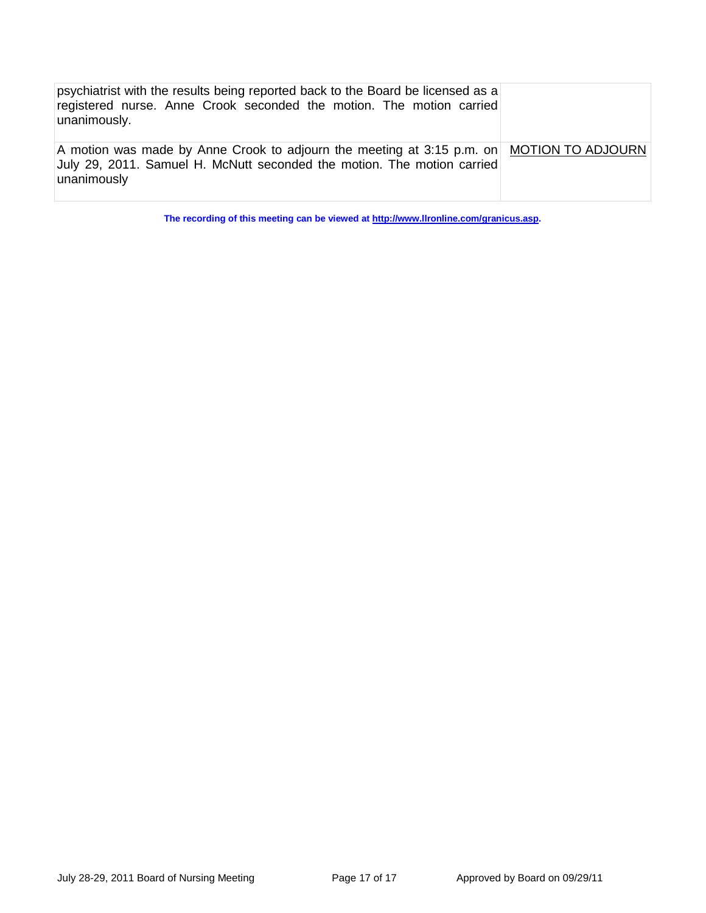| | |
|---|---|
| psychiatrist with the results being reported back to the Board be licensed as a registered nurse. Anne Crook seconded the motion. The motion carried unanimously. | |
| A motion was made by Anne Crook to adjourn the meeting at 3:15 p.m. on July 29, 2011. Samuel H. McNutt seconded the motion. The motion carried unanimously | MOTION TO ADJOURN |

**The recording of this meeting can be viewed at http://www.llronline.com/granicus.asp.**